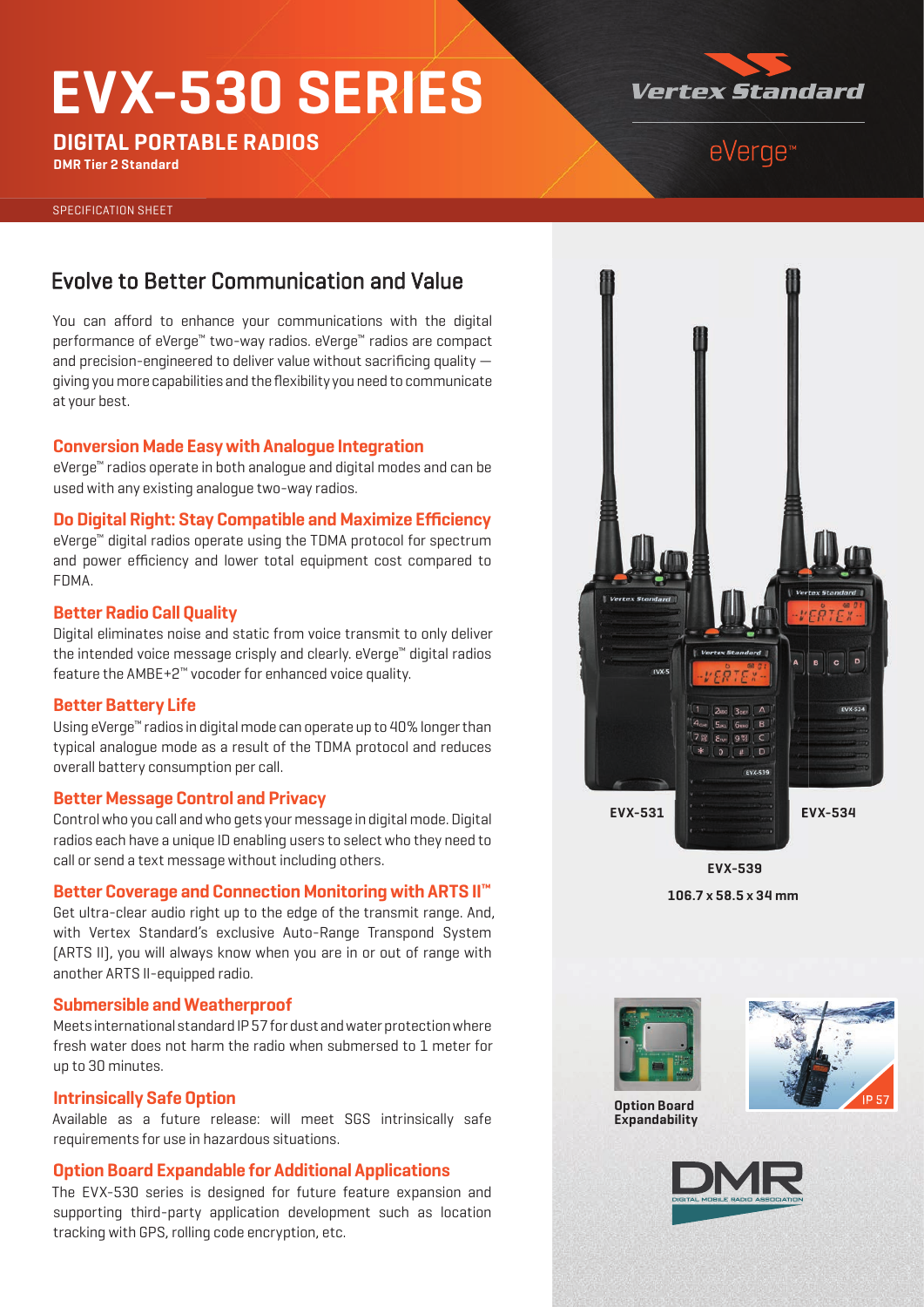# EVX-530 SERIES

## DIGITAL PORTABLE RADIOS

**DMR Tier 2 Standard**

Vertex Standard

eVerge™

SPECIFICATION SHEET

## Evolve to Better Communication and Value

You can afford to enhance your communications with the digital performance of eVerge™ two-way radios. eVerge™ radios are compact and precision-engineered to deliver value without sacrificing quality — giving you more capabilities and the flexibility you need to communicate at your best.

### Conversion Made Easy with Analogue Integration

eVerge™ radios operate in both analogue and digital modes and can be used with any existing analogue two-way radios.

### Do Digital Right: Stay Compatible and Maximize Efficiency

eVerge™ digital radios operate using the TDMA protocol for spectrum and power efficiency and lower total equipment cost compared to FDMA.

### Better Radio Call Quality

Digital eliminates noise and static from voice transmit to only deliver the intended voice message crisply and clearly. eVerge™ digital radios feature the AMBE+2™ vocoder for enhanced voice quality.

### Better Battery Life

Using eVerge™ radios in digital mode can operate up to 40% longer than typical analogue mode as a result of the TDMA protocol and reduces overall battery consumption per call.

### Better Message Control and Privacy

Control who you call and who gets your message in digital mode. Digital radios each have a unique ID enabling users to select who they need to call or send a text message without including others.

### Better Coverage and Connection Monitoring with ARTS II™

Get ultra-clear audio right up to the edge of the transmit range. And, with Vertex Standard's exclusive Auto-Range Transpond System (ARTS II), you will always know when you are in or out of range with another ARTS II-equipped radio.

### Submersible and Weatherproof

Meets international standard IP 57 for dust and water protection where fresh water does not harm the radio when submersed to 1 meter for up to 30 minutes.

### Intrinsically Safe Option

Available as a future release: will meet SGS intrinsically safe requirements for use in hazardous situations.

### Option Board Expandable for Additional Applications

The EVX-530 series is designed for future feature expansion and supporting third-party application development such as location tracking with GPS, rolling code encryption, etc.

**EVX-531** **EVX-534**

**EVX-539**

**106.7 x 58.5 x 34 mm**

**Option Board Expandability**

IP 57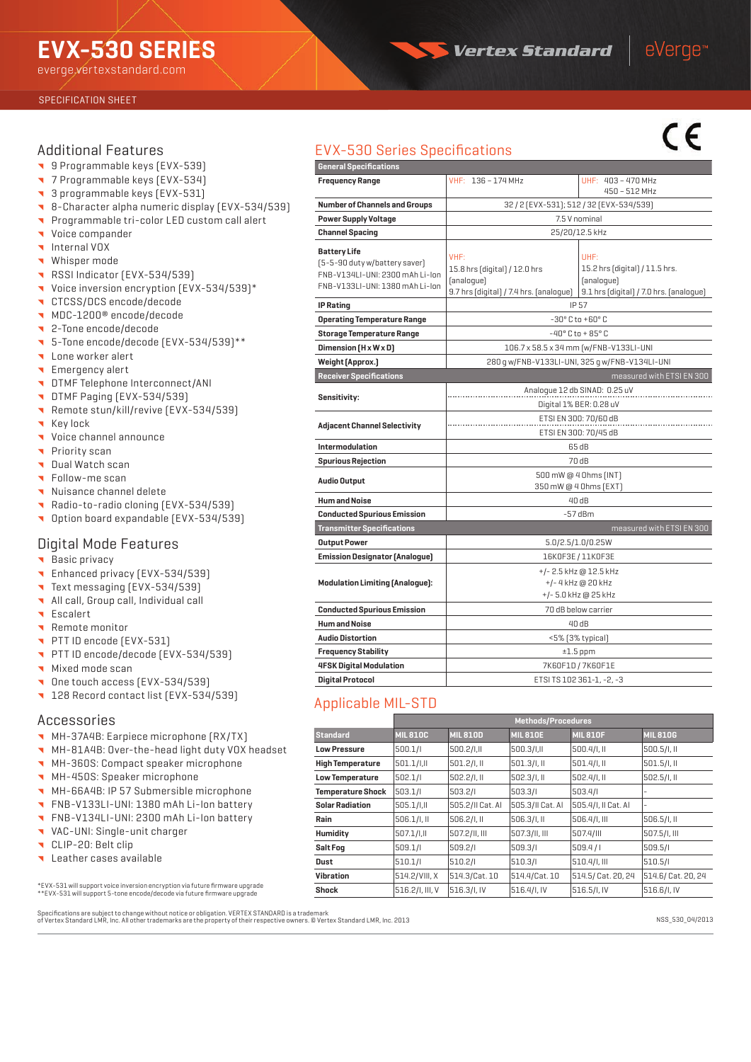# EVX-530 SERIES

everge.vertexstandard.com

SPECIFICATION SHEET

## Additional Features

- 9 Programmable keys [EVX-539]
- 7 Programmable keys [EVX-534]
- 3 programmable keys [EVX-531]
- 8-Character alpha numeric display [EVX-534/539]
- Programmable tri-color LED custom call alert
- Voice compander
- Internal VOX
- Whisper mode
- RSSI Indicator [EVX-534/539]
- Voice inversion encryption [EVX-534/539]*
- CTCSS/DCS encode/decode
- MDC-1200® encode/decode
- 2-Tone encode/decode
- 5-Tone encode/decode [EVX-534/539]**
- Lone worker alert
- Emergency alert
- DTMF Telephone Interconnect/ANI
- DTMF Paging [EVX-534/539]
- Remote stun/kill/revive [EVX-534/539]
- Key lock
- Voice channel announce
- Priority scan
- Dual Watch scan
- Follow-me scan
- Nuisance channel delete
- Radio-to-radio cloning [EVX-534/539]
- Option board expandable [EVX-534/539]

## Digital Mode Features

- Basic privacy
- Enhanced privacy [EVX-534/539]
- Text messaging [EVX-534/539]
- All call, Group call, Individual call
- Escalert
- Remote monitor
- PTT ID encode [EVX-531]
- PTT ID encode/decode [EVX-534/539]
- Mixed mode scan
- One touch access [EVX-534/539]
- 128 Record contact list [EVX-534/539]

## Accessories

- MH-37A4B: Earpiece microphone [RX/TX]
- MH-81A4B: Over-the-head light duty VOX headset
- MH-360S: Compact speaker microphone
- MH-450S: Speaker microphone
- MH-66A4B: IP 57 Submersible microphone
- FNB-V133LI-UNI: 1380 mAh Li-Ion battery
- FNB-V134LI-UNI: 2300 mAh Li-Ion battery
- VAC-UNI: Single-unit charger
- CLIP-20: Belt clip
- Leather cases available

*EVX-531 will support voice inversion encryption via future firmware upgrade
**EVX-531 will support 5-tone encode/decode via future firmware upgrade

## EVX-530 Series Specifications

| **General Specifications** | | |
|---|---|---|
| **Frequency Range** | VHF: 136 – 174 MHz | UHF: 403 – 470 MHz<br>450 – 512 MHz |
| **Number of Channels and Groups** | 32 / 2 [EVX-531]; 512 / 32 [EVX-534/539] | |
| **Power Supply Voltage** | 7.5 V nominal | |
| **Channel Spacing** | 25/20/12.5 kHz | |
| **Battery Life**<br>[5-5-90 duty w/battery saver]<br>FNB-V134LI-UNI: 2300 mAh Li-Ion<br>FNB-V133LI-UNI: 1380 mAh Li-Ion | VHF:<br>15.8 hrs [digital] / 12.0 hrs [analogue]<br>9.7 hrs [digital] / 7.4 hrs. [analogue] | UHF:<br>15.2 hrs [digital] / 11.5 hrs. [analogue]<br>9.1 hrs [digital] / 7.0 hrs. [analogue] |
| **IP Rating** | IP 57 | |
| **Operating Temperature Range** | -30° C to +60° C | |
| **Storage Temperature Range** | -40° C to + 85° C | |
| **Dimension [H x W x D]** | 106.7 x 58.5 x 34 mm [w/FNB-V133LI-UNI | |
| **Weight [Approx.]** | 280 g w/FNB-V133LI-UNI, 325 g w/FNB-V134LI-UNI | |
| **Receiver Specifications** | measured with ETSI EN 300 | |
| **Sensitivity:** | Analogue 12 db SINAD: 0.25 uV<br>Digital 1% BER: 0.28 uV | |
| **Adjacent Channel Selectivity** | ETSI EN 300: 70/60 dB<br>ETSI EN 300: 70/45 dB | |
| **Intermodulation** | 65 dB | |
| **Spurious Rejection** | 70 dB | |
| **Audio Output** | 500 mW @ 4 Ohms [INT]<br>350 mW @ 4 Ohms [EXT] | |
| **Hum and Noise** | 40 dB | |
| **Conducted Spurious Emission** | -57 dBm | |
| **Transmitter Specifications** | measured with ETSI EN 300 | |
| **Output Power** | 5.0/2.5/1.0/0.25W | |
| **Emission Designator [Analogue]** | 16K0F3E / 11K0F3E | |
| **Modulation Limiting [Analogue]:** | +/- 2.5 kHz @ 12.5 kHz<br>+/- 4 kHz @ 20 kHz<br>+/- 5.0 kHz @ 25 kHz | |
| **Conducted Spurious Emission** | 70 dB below carrier | |
| **Hum and Noise** | 40 dB | |
| **Audio Distortion** | <5% [3% typical] | |
| **Frequency Stability** | ±1.5 ppm | |
| **4FSK Digital Modulation** | 7K60F1D / 7K60F1E | |
| **Digital Protocol** | ETSI TS 102 361-1, -2, -3 | |

## Applicable MIL-STD

| | Methods/Procedures | | | | |
|---|---|---|---|---|---|
| **Standard** | **MIL 810C** | **MIL 810D** | **MIL 810E** | **MIL 810F** | **MIL 810G** |
| **Low Pressure** | 500.1/I | 500.2/I,II | 500.3/I,II | 500.4/I, II | 500.5/I, II |
| **High Temperature** | 501.1/I,II | 501.2/I, II | 501.3/I, II | 501.4/I, II | 501.5/I, II |
| **Low Temperature** | 502.1/I | 502.2/I, II | 502.3/I, II | 502.4/I, II | 502.5/I, II |
| **Temperature Shock** | 503.1/I | 503.2/I | 503.3/I | 503.4/I | - |
| **Solar Radiation** | 505.1/I,II | 505.2/II Cat. AI | 505.3/II Cat. AI | 505.4/I, II Cat. AI | - |
| **Rain** | 506.1/I, II | 506.2/I, II | 506.3/I, II | 506.4/I, III | 506.5/I, II |
| **Humidity** | 507.1/I,II | 507.2/II, III | 507.3/II, III | 507.4/III | 507.5/I, III |
| **Salt Fog** | 509.1/I | 509.2/I | 509.3/I | 509.4 / I | 509.5/I |
| **Dust** | 510.1/I | 510.2/I | 510.3/I | 510.4/I, III | 510.5/I |
| **Vibration** | 514.2/VIII, X | 514.3/Cat. 10 | 514.4/Cat. 10 | 514.5/ Cat. 20, 24 | 514.6/ Cat. 20, 24 |
| **Shock** | 516.2/I, III, V | 516.3/I, IV | 516.4/I, IV | 516.5/I, IV | 516.6/I, IV |

Specifications are subject to change without notice or obligation. VERTEX STANDARD is a trademark of Vertex Standard LMR, Inc. All other trademarks are the property of their respective owners. © Vertex Standard LMR, Inc. 2013

NSS_530_04/2013